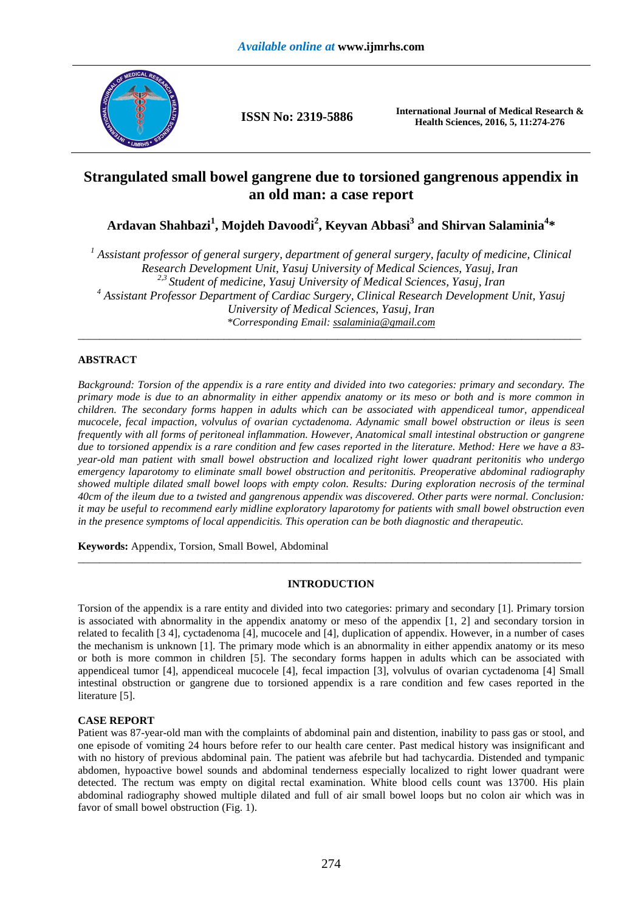# Strangulated small bowel gangrene due to torsioned gangrenous appendix in an old man: a case report

**Ardavan Shahbazi[1], Mojdeh Davoodi[2], Keyvan Abbasi[3] and Shirvan Salaminia[4]***

*[1] Assistant professor of general surgery, department of general surgery, faculty of medicine, Clinical Research Development Unit, Yasuj University of Medical Sciences, Yasuj, Iran*
*[2,3] Student of medicine, Yasuj University of Medical Sciences, Yasuj, Iran*
*[4] Assistant Professor Department of Cardiac Surgery, Clinical Research Development Unit, Yasuj University of Medical Sciences, Yasuj, Iran*
*\*Corresponding Email: ssalaminia@gmail.com*

---

## ABSTRACT

*Background: Torsion of the appendix is a rare entity and divided into two categories: primary and secondary. The primary mode is due to an abnormality in either appendix anatomy or its meso or both and is more common in children. The secondary forms happen in adults which can be associated with appendiceal tumor, appendiceal mucocele, fecal impaction, volvulus of ovarian cyctadenoma. Adynamic small bowel obstruction or ileus is seen frequently with all forms of peritoneal inflammation. However, Anatomical small intestinal obstruction or gangrene due to torsioned appendix is a rare condition and few cases reported in the literature. Method: Here we have a 83-year-old man patient with small bowel obstruction and localized right lower quadrant peritonitis who undergo emergency laparotomy to eliminate small bowel obstruction and peritonitis. Preoperative abdominal radiography showed multiple dilated small bowel loops with empty colon. Results: During exploration necrosis of the terminal 40cm of the ileum due to a twisted and gangrenous appendix was discovered. Other parts were normal. Conclusion: it may be useful to recommend early midline exploratory laparotomy for patients with small bowel obstruction even in the presence symptoms of local appendicitis. This operation can be both diagnostic and therapeutic.*

**Keywords:** Appendix, Torsion, Small Bowel, Abdominal

---

## INTRODUCTION

Torsion of the appendix is a rare entity and divided into two categories: primary and secondary [1]. Primary torsion is associated with abnormality in the appendix anatomy or meso of the appendix [1, 2] and secondary torsion in related to fecalith [3 4], cyctadenoma [4], mucocele and [4], duplication of appendix. However, in a number of cases the mechanism is unknown [1]. The primary mode which is an abnormality in either appendix anatomy or its meso or both is more common in children [5]. The secondary forms happen in adults which can be associated with appendiceal tumor [4], appendiceal mucocele [4], fecal impaction [3], volvulus of ovarian cyctadenoma [4] Small intestinal obstruction or gangrene due to torsioned appendix is a rare condition and few cases reported in the literature [5].

### CASE REPORT

Patient was 87-year-old man with the complaints of abdominal pain and distention, inability to pass gas or stool, and one episode of vomiting 24 hours before refer to our health care center. Past medical history was insignificant and with no history of previous abdominal pain. The patient was afebrile but had tachycardia. Distended and tympanic abdomen, hypoactive bowel sounds and abdominal tenderness especially localized to right lower quadrant were detected. The rectum was empty on digital rectal examination. White blood cells count was 13700. His plain abdominal radiography showed multiple dilated and full of air small bowel loops but no colon air which was in favor of small bowel obstruction (Fig. 1).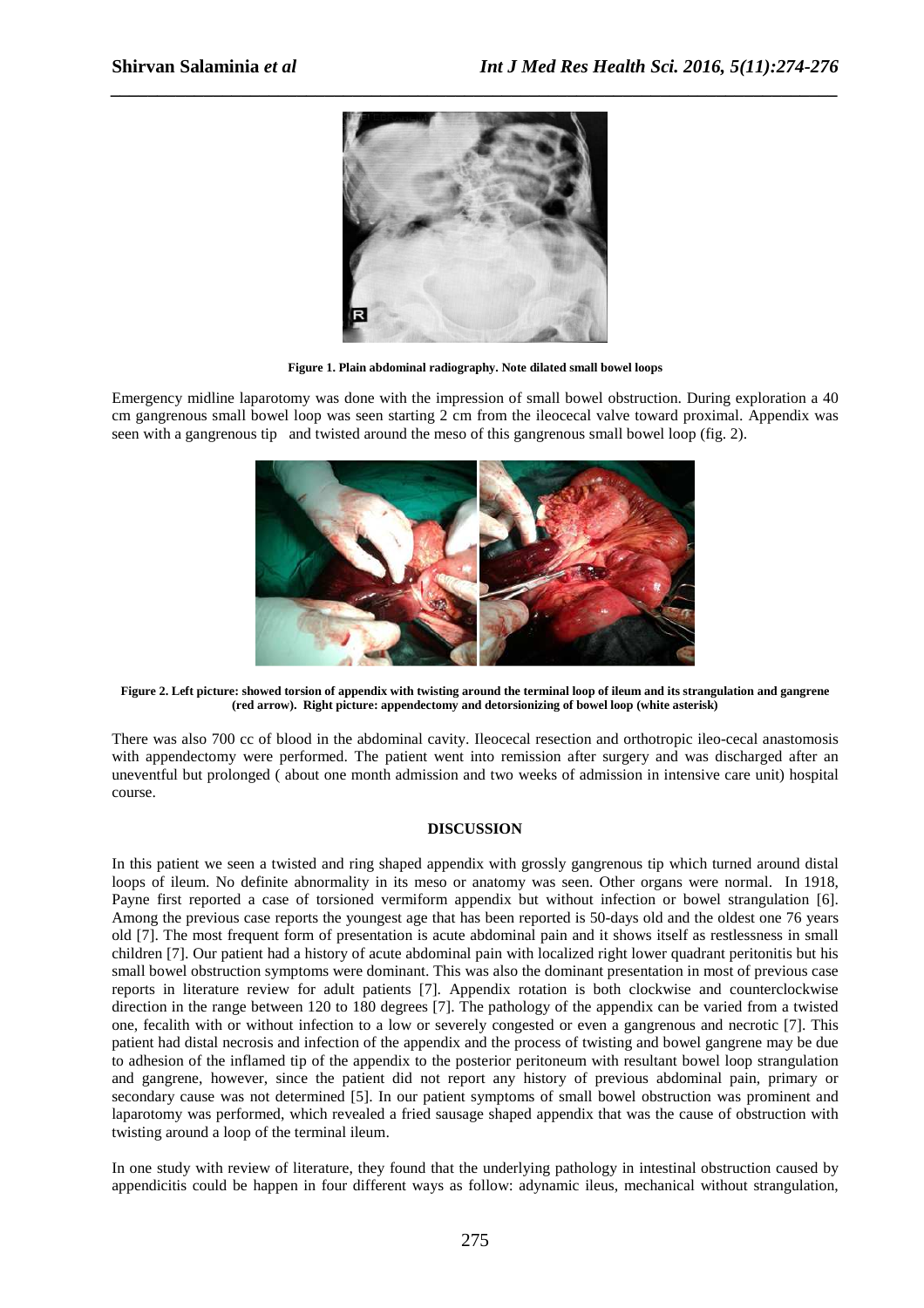**Figure 1. Plain abdominal radiography. Note dilated small bowel loops**

Emergency midline laparotomy was done with the impression of small bowel obstruction. During exploration a 40 cm gangrenous small bowel loop was seen starting 2 cm from the ileocecal valve toward proximal. Appendix was seen with a gangrenous tip and twisted around the meso of this gangrenous small bowel loop (fig. 2).

**Figure 2. Left picture: showed torsion of appendix with twisting around the terminal loop of ileum and its strangulation and gangrene (red arrow). Right picture: appendectomy and detorsionizing of bowel loop (white asterisk)**

There was also 700 cc of blood in the abdominal cavity. Ileocecal resection and orthotropic ileo-cecal anastomosis with appendectomy were performed. The patient went into remission after surgery and was discharged after an uneventful but prolonged ( about one month admission and two weeks of admission in intensive care unit) hospital course.

## DISCUSSION

In this patient we seen a twisted and ring shaped appendix with grossly gangrenous tip which turned around distal loops of ileum. No definite abnormality in its meso or anatomy was seen. Other organs were normal. In 1918, Payne first reported a case of torsioned vermiform appendix but without infection or bowel strangulation [6]. Among the previous case reports the youngest age that has been reported is 50-days old and the oldest one 76 years old [7]. The most frequent form of presentation is acute abdominal pain and it shows itself as restlessness in small children [7]. Our patient had a history of acute abdominal pain with localized right lower quadrant peritonitis but his small bowel obstruction symptoms were dominant. This was also the dominant presentation in most of previous case reports in literature review for adult patients [7]. Appendix rotation is both clockwise and counterclockwise direction in the range between 120 to 180 degrees [7]. The pathology of the appendix can be varied from a twisted one, fecalith with or without infection to a low or severely congested or even a gangrenous and necrotic [7]. This patient had distal necrosis and infection of the appendix and the process of twisting and bowel gangrene may be due to adhesion of the inflamed tip of the appendix to the posterior peritoneum with resultant bowel loop strangulation and gangrene, however, since the patient did not report any history of previous abdominal pain, primary or secondary cause was not determined [5]. In our patient symptoms of small bowel obstruction was prominent and laparotomy was performed, which revealed a fried sausage shaped appendix that was the cause of obstruction with twisting around a loop of the terminal ileum.

In one study with review of literature, they found that the underlying pathology in intestinal obstruction caused by appendicitis could be happen in four different ways as follow: adynamic ileus, mechanical without strangulation,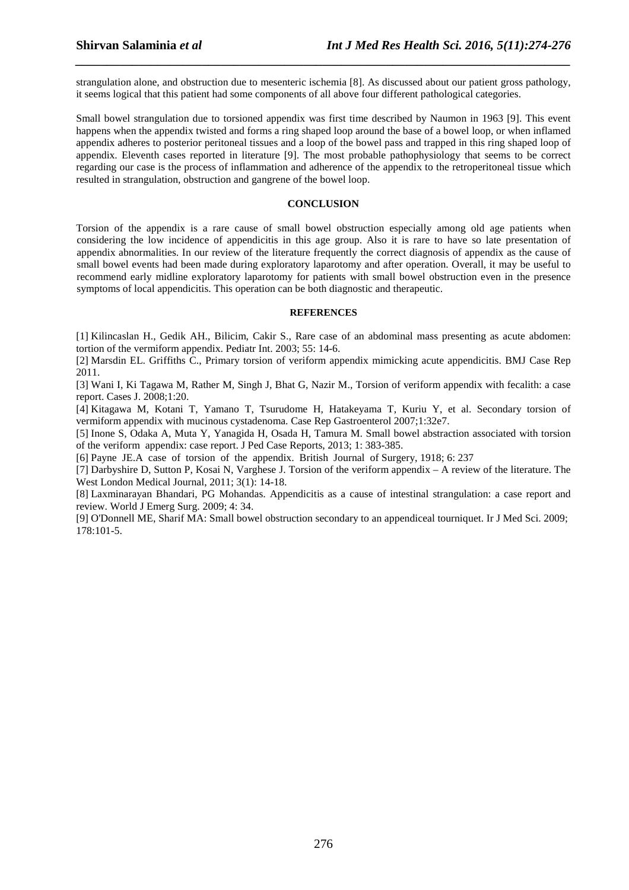strangulation alone, and obstruction due to mesenteric ischemia [8]. As discussed about our patient gross pathology, it seems logical that this patient had some components of all above four different pathological categories.

Small bowel strangulation due to torsioned appendix was first time described by Naumon in 1963 [9]. This event happens when the appendix twisted and forms a ring shaped loop around the base of a bowel loop, or when inflamed appendix adheres to posterior peritoneal tissues and a loop of the bowel pass and trapped in this ring shaped loop of appendix. Eleventh cases reported in literature [9]. The most probable pathophysiology that seems to be correct regarding our case is the process of inflammation and adherence of the appendix to the retroperitoneal tissue which resulted in strangulation, obstruction and gangrene of the bowel loop.

## CONCLUSION

Torsion of the appendix is a rare cause of small bowel obstruction especially among old age patients when considering the low incidence of appendicitis in this age group. Also it is rare to have so late presentation of appendix abnormalities. In our review of the literature frequently the correct diagnosis of appendix as the cause of small bowel events had been made during exploratory laparotomy and after operation. Overall, it may be useful to recommend early midline exploratory laparotomy for patients with small bowel obstruction even in the presence symptoms of local appendicitis. This operation can be both diagnostic and therapeutic.

## REFERENCES

[1] Kilincaslan H., Gedik AH., Bilicim, Cakir S., Rare case of an abdominal mass presenting as acute abdomen: tortion of the vermiform appendix. Pediatr Int. 2003; 55: 14-6.

[2] Marsdin EL. Griffiths C., Primary torsion of veriform appendix mimicking acute appendicitis. BMJ Case Rep 2011.

[3] Wani I, Ki Tagawa M, Rather M, Singh J, Bhat G, Nazir M., Torsion of veriform appendix with fecalith: a case report. Cases J. 2008;1:20.

[4] Kitagawa M, Kotani T, Yamano T, Tsurudome H, Hatakeyama T, Kuriu Y, et al. Secondary torsion of vermiform appendix with mucinous cystadenoma. Case Rep Gastroenterol 2007;1:32e7.

[5] Inone S, Odaka A, Muta Y, Yanagida H, Osada H, Tamura M. Small bowel abstraction associated with torsion of the veriform appendix: case report. J Ped Case Reports, 2013; 1: 383-385.

[6] Payne JE.A case of torsion of the appendix. British Journal of Surgery, 1918; 6: 237

[7] Darbyshire D, Sutton P, Kosai N, Varghese J. Torsion of the veriform appendix – A review of the literature. The West London Medical Journal, 2011; 3(1): 14-18.

[8] Laxminarayan Bhandari, PG Mohandas. Appendicitis as a cause of intestinal strangulation: a case report and review. World J Emerg Surg. 2009; 4: 34.

[9] O'Donnell ME, Sharif MA: Small bowel obstruction secondary to an appendiceal tourniquet. Ir J Med Sci. 2009; 178:101-5.